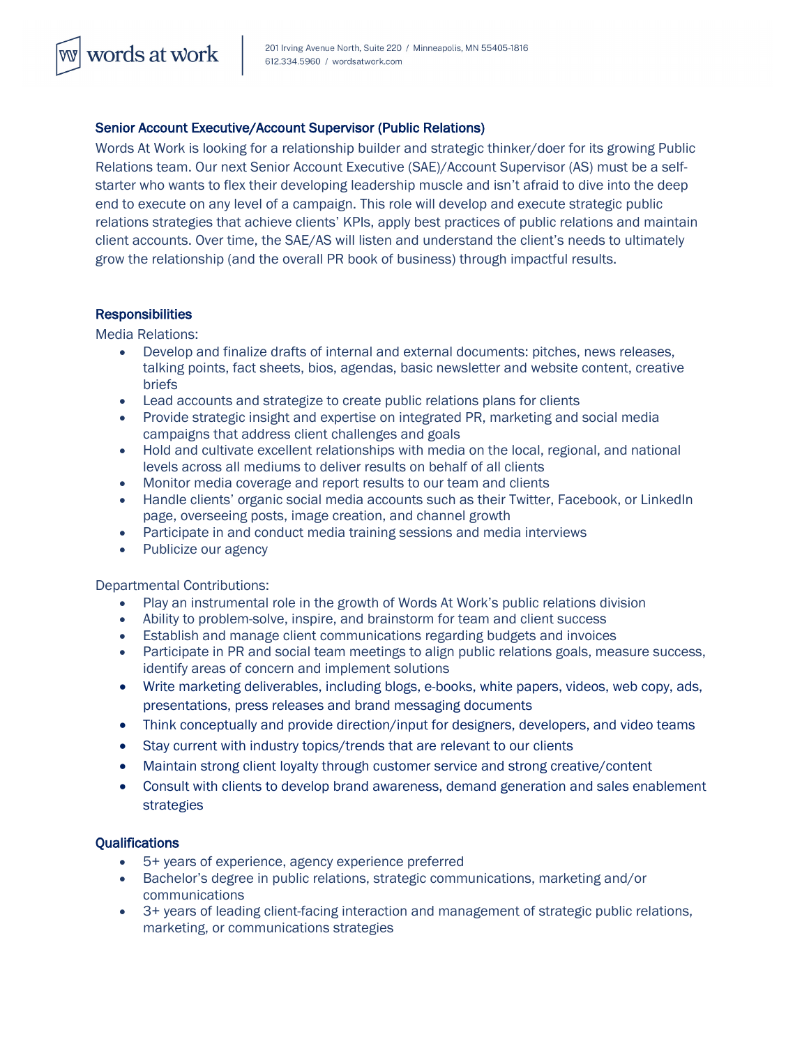words at work

201 Irving Avenue North, Suite 220 / Minneapolis, MN 55405-1816
612.334.5960 / wordsatwork.com

## Senior Account Executive/Account Supervisor (Public Relations)

Words At Work is looking for a relationship builder and strategic thinker/doer for its growing Public Relations team. Our next Senior Account Executive (SAE)/Account Supervisor (AS) must be a self-starter who wants to flex their developing leadership muscle and isn't afraid to dive into the deep end to execute on any level of a campaign. This role will develop and execute strategic public relations strategies that achieve clients' KPIs, apply best practices of public relations and maintain client accounts. Over time, the SAE/AS will listen and understand the client's needs to ultimately grow the relationship (and the overall PR book of business) through impactful results.

### Responsibilities

Media Relations:

- Develop and finalize drafts of internal and external documents: pitches, news releases, talking points, fact sheets, bios, agendas, basic newsletter and website content, creative briefs
- Lead accounts and strategize to create public relations plans for clients
- Provide strategic insight and expertise on integrated PR, marketing and social media campaigns that address client challenges and goals
- Hold and cultivate excellent relationships with media on the local, regional, and national levels across all mediums to deliver results on behalf of all clients
- Monitor media coverage and report results to our team and clients
- Handle clients' organic social media accounts such as their Twitter, Facebook, or LinkedIn page, overseeing posts, image creation, and channel growth
- Participate in and conduct media training sessions and media interviews
- Publicize our agency

Departmental Contributions:

- Play an instrumental role in the growth of Words At Work's public relations division
- Ability to problem-solve, inspire, and brainstorm for team and client success
- Establish and manage client communications regarding budgets and invoices
- Participate in PR and social team meetings to align public relations goals, measure success, identify areas of concern and implement solutions
- Write marketing deliverables, including blogs, e-books, white papers, videos, web copy, ads, presentations, press releases and brand messaging documents
- Think conceptually and provide direction/input for designers, developers, and video teams
- Stay current with industry topics/trends that are relevant to our clients
- Maintain strong client loyalty through customer service and strong creative/content
- Consult with clients to develop brand awareness, demand generation and sales enablement strategies

### Qualifications

- 5+ years of experience, agency experience preferred
- Bachelor's degree in public relations, strategic communications, marketing and/or communications
- 3+ years of leading client-facing interaction and management of strategic public relations, marketing, or communications strategies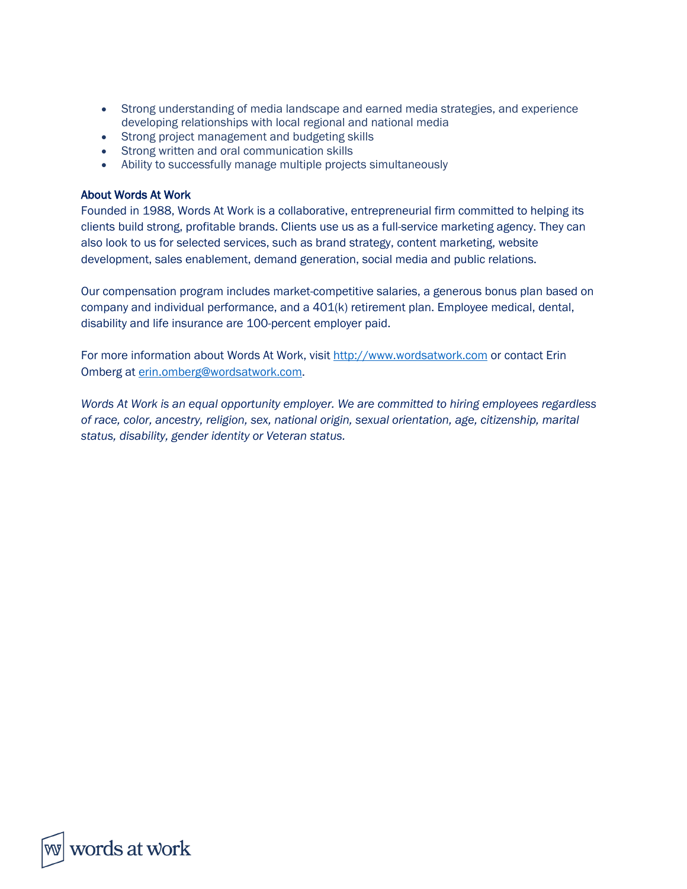- Strong understanding of media landscape and earned media strategies, and experience developing relationships with local regional and national media
- Strong project management and budgeting skills
- Strong written and oral communication skills
- Ability to successfully manage multiple projects simultaneously

**About Words At Work**

Founded in 1988, Words At Work is a collaborative, entrepreneurial firm committed to helping its clients build strong, profitable brands. Clients use us as a full-service marketing agency. They can also look to us for selected services, such as brand strategy, content marketing, website development, sales enablement, demand generation, social media and public relations.

Our compensation program includes market-competitive salaries, a generous bonus plan based on company and individual performance, and a 401(k) retirement plan. Employee medical, dental, disability and life insurance are 100-percent employer paid.

For more information about Words At Work, visit [http://www.wordsatwork.com](http://www.wordsatwork.com) or contact Erin Omberg at [erin.omberg@wordsatwork.com](mailto:erin.omberg@wordsatwork.com).

*Words At Work is an equal opportunity employer. We are committed to hiring employees regardless of race, color, ancestry, religion, sex, national origin, sexual orientation, age, citizenship, marital status, disability, gender identity or Veteran status.*